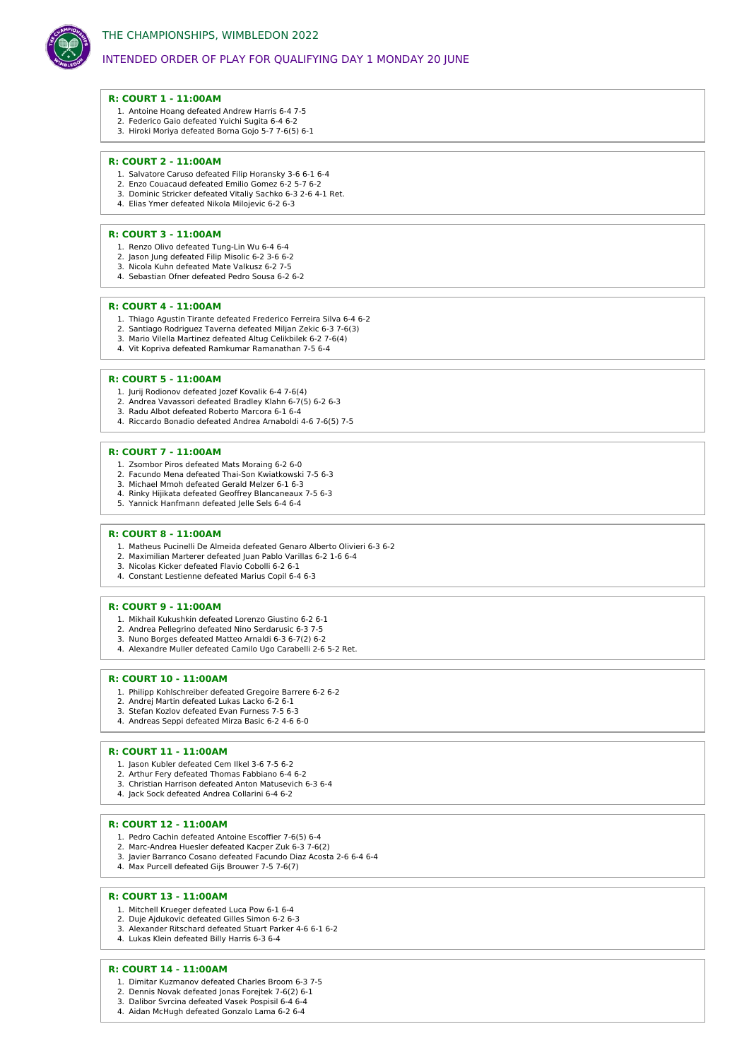# THE CHAMPIONSHIPS, WIMBLEDON 2022

## INTENDED ORDER OF PLAY FOR QUALIFYING DAY 1 MONDAY 20 JUNE

### R: COURT 1 - 11:00AM

1. Antoine Hoang defeated Andrew Harris 6-4 7-5
2. Federico Gaio defeated Yuichi Sugita 6-4 6-2
3. Hiroki Moriya defeated Borna Gojo 5-7 7-6(5) 6-1

### R: COURT 2 - 11:00AM

1. Salvatore Caruso defeated Filip Horansky 3-6 6-1 6-4
2. Enzo Couacaud defeated Emilio Gomez 6-2 5-7 6-2
3. Dominic Stricker defeated Vitaliy Sachko 6-3 2-6 4-1 Ret.
4. Elias Ymer defeated Nikola Milojevic 6-2 6-3

### R: COURT 3 - 11:00AM

1. Renzo Olivo defeated Tung-Lin Wu 6-4 6-4
2. Jason Jung defeated Filip Misolic 6-2 3-6 6-2
3. Nicola Kuhn defeated Mate Valkusz 6-2 7-5
4. Sebastian Ofner defeated Pedro Sousa 6-2 6-2

### R: COURT 4 - 11:00AM

1. Thiago Agustin Tirante defeated Frederico Ferreira Silva 6-4 6-2
2. Santiago Rodriguez Taverna defeated Miljan Zekic 6-3 7-6(3)
3. Mario Vilella Martinez defeated Altug Celikbilek 6-2 7-6(4)
4. Vit Kopriva defeated Ramkumar Ramanathan 7-5 6-4

### R: COURT 5 - 11:00AM

1. Jurij Rodionov defeated Jozef Kovalik 6-4 7-6(4)
2. Andrea Vavassori defeated Bradley Klahn 6-7(5) 6-2 6-3
3. Radu Albot defeated Roberto Marcora 6-1 6-4
4. Riccardo Bonadio defeated Andrea Arnaboldi 4-6 7-6(5) 7-5

### R: COURT 7 - 11:00AM

1. Zsombor Piros defeated Mats Moraing 6-2 6-0
2. Facundo Mena defeated Thai-Son Kwiatkowski 7-5 6-3
3. Michael Mmoh defeated Gerald Melzer 6-1 6-3
4. Rinky Hijikata defeated Geoffrey Blancaneaux 7-5 6-3
5. Yannick Hanfmann defeated Jelle Sels 6-4 6-4

### R: COURT 8 - 11:00AM

1. Matheus Pucinelli De Almeida defeated Genaro Alberto Olivieri 6-3 6-2
2. Maximilian Marterer defeated Juan Pablo Varillas 6-2 1-6 6-4
3. Nicolas Kicker defeated Flavio Cobolli 6-2 6-1
4. Constant Lestienne defeated Marius Copil 6-4 6-3

### R: COURT 9 - 11:00AM

1. Mikhail Kukushkin defeated Lorenzo Giustino 6-2 6-1
2. Andrea Pellegrino defeated Nino Serdarusic 6-3 7-5
3. Nuno Borges defeated Matteo Arnaldi 6-3 6-7(2) 6-2
4. Alexandre Muller defeated Camilo Ugo Carabelli 2-6 5-2 Ret.

### R: COURT 10 - 11:00AM

1. Philipp Kohlschreiber defeated Gregoire Barrere 6-2 6-2
2. Andrej Martin defeated Lukas Lacko 6-2 6-1
3. Stefan Kozlov defeated Evan Furness 7-5 6-3
4. Andreas Seppi defeated Mirza Basic 6-2 4-6 6-0

### R: COURT 11 - 11:00AM

1. Jason Kubler defeated Cem Ilkel 3-6 7-5 6-2
2. Arthur Fery defeated Thomas Fabbiano 6-4 6-2
3. Christian Harrison defeated Anton Matusevich 6-3 6-4
4. Jack Sock defeated Andrea Collarini 6-4 6-2

### R: COURT 12 - 11:00AM

1. Pedro Cachin defeated Antoine Escoffier 7-6(5) 6-4
2. Marc-Andrea Huesler defeated Kacper Zuk 6-3 7-6(2)
3. Javier Barranco Cosano defeated Facundo Diaz Acosta 2-6 6-4 6-4
4. Max Purcell defeated Gijs Brouwer 7-5 7-6(7)

### R: COURT 13 - 11:00AM

1. Mitchell Krueger defeated Luca Pow 6-1 6-4
2. Duje Ajdukovic defeated Gilles Simon 6-2 6-3
3. Alexander Ritschard defeated Stuart Parker 4-6 6-1 6-2
4. Lukas Klein defeated Billy Harris 6-3 6-4

### R: COURT 14 - 11:00AM

1. Dimitar Kuzmanov defeated Charles Broom 6-3 7-5
2. Dennis Novak defeated Jonas Forejtek 7-6(2) 6-1
3. Dalibor Svrcina defeated Vasek Pospisil 6-4 6-4
4. Aidan McHugh defeated Gonzalo Lama 6-2 6-4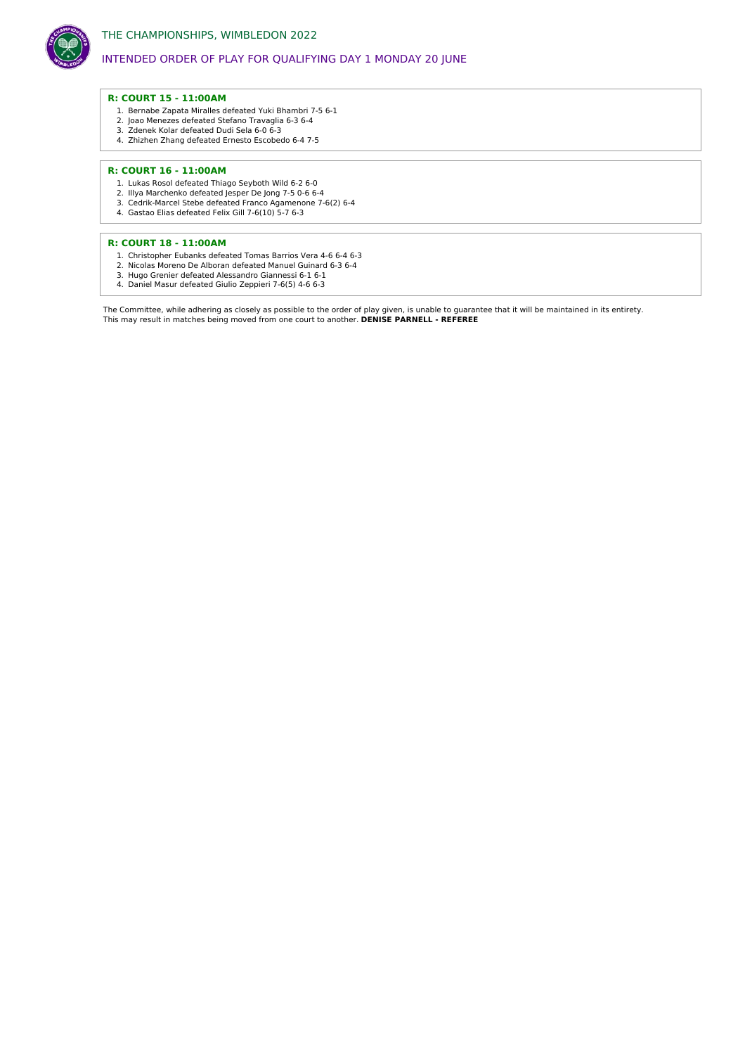THE CHAMPIONSHIPS, WIMBLEDON 2022

INTENDED ORDER OF PLAY FOR QUALIFYING DAY 1 MONDAY 20 JUNE

**R: COURT 15 - 11:00AM**

1. Bernabe Zapata Miralles defeated Yuki Bhambri 7-5 6-1
2. Joao Menezes defeated Stefano Travaglia 6-3 6-4
3. Zdenek Kolar defeated Dudi Sela 6-0 6-3
4. Zhizhen Zhang defeated Ernesto Escobedo 6-4 7-5

**R: COURT 16 - 11:00AM**

1. Lukas Rosol defeated Thiago Seyboth Wild 6-2 6-0
2. Illya Marchenko defeated Jesper De Jong 7-5 0-6 6-4
3. Cedrik-Marcel Stebe defeated Franco Agamenone 7-6(2) 6-4
4. Gastao Elias defeated Felix Gill 7-6(10) 5-7 6-3

**R: COURT 18 - 11:00AM**

1. Christopher Eubanks defeated Tomas Barrios Vera 4-6 6-4 6-3
2. Nicolas Moreno De Alboran defeated Manuel Guinard 6-3 6-4
3. Hugo Grenier defeated Alessandro Giannessi 6-1 6-1
4. Daniel Masur defeated Giulio Zeppieri 7-6(5) 4-6 6-3

The Committee, while adhering as closely as possible to the order of play given, is unable to guarantee that it will be maintained in its entirety.
This may result in matches being moved from one court to another. **DENISE PARNELL - REFEREE**